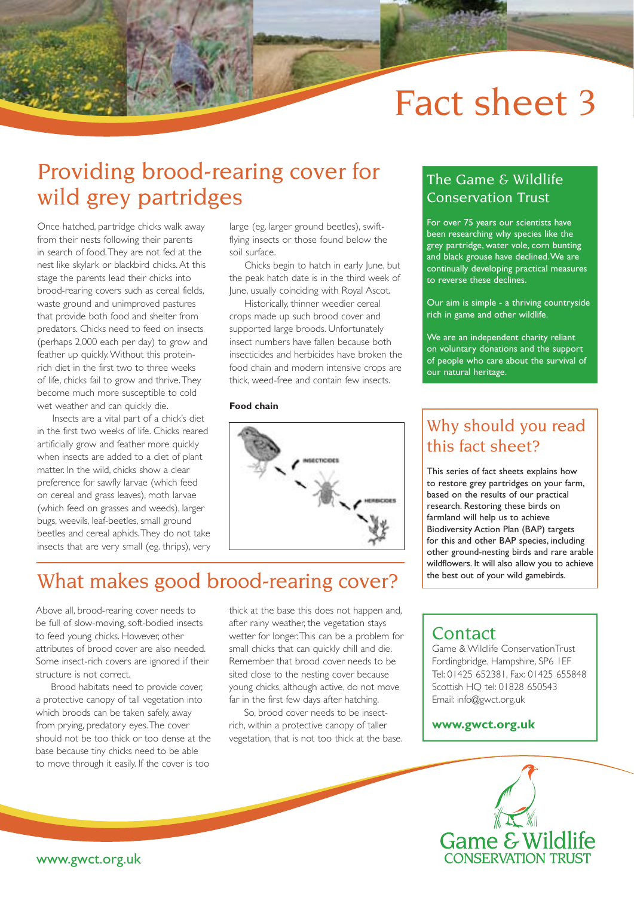# Fact sheet 3

## Providing brood-rearing cover for wild grey partridges

Once hatched, partridge chicks walk away from their nests following their parents in search of food. They are not fed at the nest like skylark or blackbird chicks. At this stage the parents lead their chicks into brood-rearing covers such as cereal fields, waste ground and unimproved pastures that provide both food and shelter from predators. Chicks need to feed on insects (perhaps 2,000 each per day) to grow and feather up quickly. Without this protein-rich diet in the first two to three weeks of life, chicks fail to grow and thrive. They become much more susceptible to cold wet weather and can quickly die.

Insects are a vital part of a chick's diet in the first two weeks of life. Chicks reared artificially grow and feather more quickly when insects are added to a diet of plant matter. In the wild, chicks show a clear preference for sawfly larvae (which feed on cereal and grass leaves), moth larvae (which feed on grasses and weeds), larger bugs, weevils, leaf-beetles, small ground beetles and cereal aphids. They do not take insects that are very small (eg. thrips), very large (eg. larger ground beetles), swift-flying insects or those found below the soil surface.

Chicks begin to hatch in early June, but the peak hatch date is in the third week of June, usually coinciding with Royal Ascot.

Historically, thinner weedier cereal crops made up such brood cover and supported large broods. Unfortunately insect numbers have fallen because both insecticides and herbicides have broken the food chain and modern intensive crops are thick, weed-free and contain few insects.

**Food chain**

INSECTICIDES

HERBICIDES

## What makes good brood-rearing cover?

Above all, brood-rearing cover needs to be full of slow-moving, soft-bodied insects to feed young chicks. However, other attributes of brood cover are also needed. Some insect-rich covers are ignored if their structure is not correct.

Brood habitats need to provide cover, a protective canopy of tall vegetation into which broods can be taken safely, away from prying, predatory eyes. The cover should not be too thick or too dense at the base because tiny chicks need to be able to move through it easily. If the cover is too thick at the base this does not happen and, after rainy weather, the vegetation stays wetter for longer. This can be a problem for small chicks that can quickly chill and die. Remember that brood cover needs to be sited close to the nesting cover because young chicks, although active, do not move far in the first few days after hatching.

So, brood cover needs to be insect-rich, within a protective canopy of taller vegetation, that is not too thick at the base.

## The Game & Wildlife Conservation Trust

For over 75 years our scientists have been researching why species like the grey partridge, water vole, corn bunting and black grouse have declined. We are continually developing practical measures to reverse these declines.

Our aim is simple - a thriving countryside rich in game and other wildlife.

We are an independent charity reliant on voluntary donations and the support of people who care about the survival of our natural heritage.

## Why should you read this fact sheet?

This series of fact sheets explains how to restore grey partridges on your farm, based on the results of our practical research. Restoring these birds on farmland will help us to achieve Biodiversity Action Plan (BAP) targets for this and other BAP species, including other ground-nesting birds and rare arable wildflowers. It will also allow you to achieve the best out of your wild gamebirds.

## Contact

Game & Wildlife Conservation Trust
Fordingbridge, Hampshire, SP6 1EF
Tel: 01425 652381, Fax: 01425 655848
Scottish HQ tel: 01828 650543
Email: info@gwct.org.uk

**www.gwct.org.uk**

Game & Wildlife CONSERVATION TRUST

www.gwct.org.uk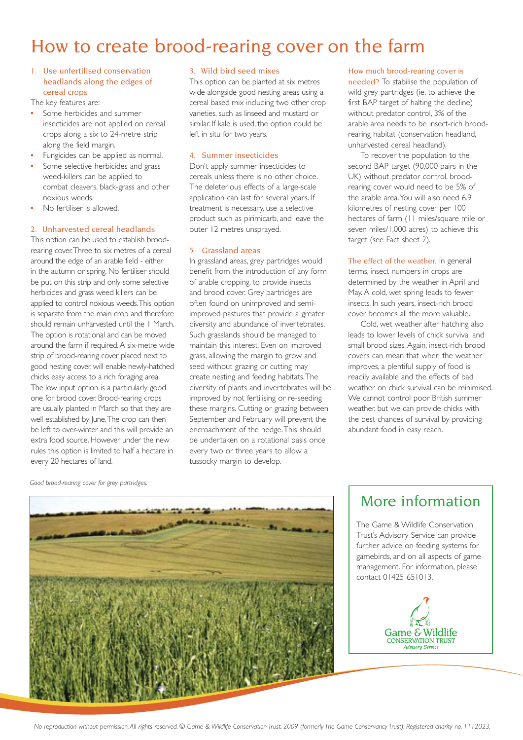# How to create brood-rearing cover on the farm

## 1. Use unfertilised conservation headlands along the edges of cereal crops

The key features are:

- Some herbicides and summer insecticides are not applied on cereal crops along a six to 24-metre strip along the field margin.
- Fungicides can be applied as normal.
- Some selective herbicides and grass weed-killers can be applied to combat cleavers, black-grass and other noxious weeds.
- No fertiliser is allowed.

## 2. Unharvested cereal headlands

This option can be used to establish brood-rearing cover. Three to six metres of a cereal around the edge of an arable field - either in the autumn or spring. No fertiliser should be put on this strip and only some selective herbicides and grass weed killers can be applied to control noxious weeds. This option is separate from the main crop and therefore should remain unharvested until the 1 March. The option is rotational and can be moved around the farm if required. A six-metre wide strip of brood-rearing cover placed next to good nesting cover, will enable newly-hatched chicks easy access to a rich foraging area. The low input option is a particularly good one for brood cover. Brood-rearing crops are usually planted in March so that they are well established by June. The crop can then be left to over-winter and this will provide an extra food source. However, under the new rules this option is limited to half a hectare in every 20 hectares of land.

## 3. Wild bird seed mixes

This option can be planted at six metres wide alongside good nesting areas using a cereal based mix including two other crop varieties, such as linseed and mustard or similar. If kale is used, the option could be left in situ for two years.

## 4. Summer insecticides

Don't apply summer insecticides to cereals unless there is no other choice. The deleterious effects of a large-scale application can last for several years. If treatment is necessary, use a selective product such as pirimicarb, and leave the outer 12 metres unsprayed.

## 5 Grassland areas

In grassland areas, grey partridges would benefit from the introduction of any form of arable cropping, to provide insects and brood cover. Grey partridges are often found on unimproved and semi-improved pastures that provide a greater diversity and abundance of invertebrates. Such grasslands should be managed to maintain this interest. Even on improved grass, allowing the margin to grow and seed without grazing or cutting may create nesting and feeding habitats. The diversity of plants and invertebrates will be improved by not fertilising or re-seeding these margins. Cutting or grazing between September and February will prevent the encroachment of the hedge. This should be undertaken on a rotational basis once every two or three years to allow a tussocky margin to develop.

**How much brood-rearing cover is needed?** To stabilise the population of wild grey partridges (ie. to achieve the first BAP target of halting the decline) without predator control, 3% of the arable area needs to be insect-rich brood-rearing habitat (conservation headland, unharvested cereal headland).

To recover the population to the second BAP target (90,000 pairs in the UK) without predator control, brood-rearing cover would need to be 5% of the arable area. You will also need 6.9 kilometres of nesting cover per 100 hectares of farm (11 miles/square mile or seven miles/1,000 acres) to achieve this target (see Fact sheet 2).

**The effect of the weather.** In general terms, insect numbers in crops are determined by the weather in April and May. A cold, wet spring leads to fewer insects. In such years, insect-rich brood cover becomes all the more valuable.

Cold, wet weather after hatching also leads to lower levels of chick survival and small brood sizes. Again, insect-rich brood covers can mean that when the weather improves, a plentiful supply of food is readily available and the effects of bad weather on chick survival can be minimised. We cannot control poor British summer weather, but we can provide chicks with the best chances of survival by providing abundant food in easy reach.

*Good brood-rearing cover for grey partridges.*

## More information

The Game & Wildlife Conservation Trust's Advisory Service can provide further advice on feeding systems for gamebirds, and on all aspects of game management. For information, please contact 01425 651013.

Game & Wildlife CONSERVATION TRUST *Advisory Service*

*No reproduction without permission. All rights reserved. © Game & Wildlife Conservation Trust, 2009 (formerly The Game Conservancy Trust). Registered charity no. 1112023.*